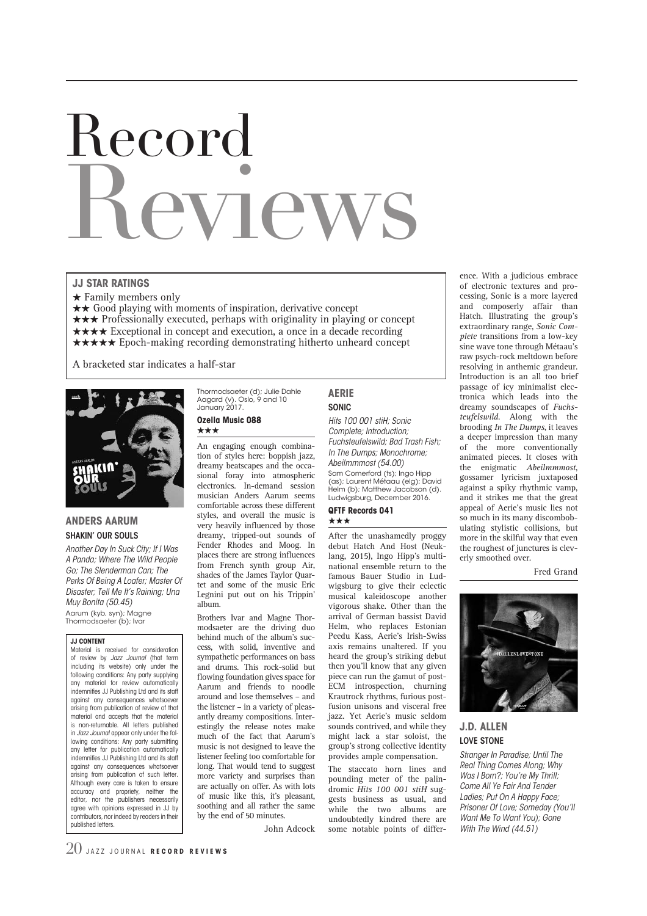# Record Reviews

### JJ STAR RATINGS

★ Family members only
★★ Good playing with moments of inspiration, derivative concept
★★★ Professionally executed, perhaps with originality in playing or concept
★★★★ Exceptional in concept and execution, a once in a decade recording
★★★★★ Epoch-making recording demonstrating hitherto unheard concept

A bracketed star indicates a half-star

## ANDERS AARUM

### SHAKIN' OUR SOULS

*Another Day In Suck City; If I Was A Panda; Where The Wild People Go; The Slenderman Can; The Perks Of Being A Loafer; Master Of Disaster; Tell Me It's Raining; Una Muy Bonita (50.45)*

Aarum (kyb, syn); Magne Thormodsaeter (b); Ivar Thormodsaeter (d); Julie Dahle Aagard (v). Oslo, 9 and 10 January 2017.

**Ozella Music 088**
★★★

An engaging enough combination of styles here: boppish jazz, dreamy beatscapes and the occasional foray into atmospheric electronics. In-demand session musician Anders Aarum seems comfortable across these different styles, and overall the music is very heavily influenced by those dreamy, tripped-out sounds of Fender Rhodes and Moog. In places there are strong influences from French synth group Air, shades of the James Taylor Quartet and some of the music Eric Legnini put out on his Trippin' album.

Brothers Ivar and Magne Thormodsaeter are the driving duo behind much of the album's success, with solid, inventive and sympathetic performances on bass and drums. This rock-solid but flowing foundation gives space for Aarum and friends to noodle around and lose themselves – and the listener – in a variety of pleasantly dreamy compositions. Interestingly the release notes make much of the fact that Aarum's music is not designed to leave the listener feeling too comfortable for long. That would tend to suggest more variety and surprises than are actually on offer. As with lots of music like this, it's pleasant, soothing and all rather the same by the end of 50 minutes.

John Adcock

**JJ CONTENT**

Material is received for consideration of review by *Jazz Journal* (that term including its website) only under the following conditions: Any party supplying any material for review automatically indemnifies JJ Publishing Ltd and its staff against any consequences whatsoever arising from publication of review of that material and accepts that the material is non-returnable. All letters published in *Jazz Journal* appear only under the following conditions: Any party submitting any letter for publication automatically indemnifies JJ Publishing Ltd and its staff against any consequences whatsoever arising from publication of such letter. Although every care is taken to ensure accuracy and propriety, neither the editor, nor the publishers necessarily agree with opinions expressed in JJ by contributors, nor indeed by readers in their published letters.

## AERIE

### SONIC

*Hits 100 001 stiH; Sonic Complete; Introduction; Fuchsteufelswild; Bad Trash Fish; In The Dumps; Monochrome; Abeilmmmost (54.00)*

Sam Comerford (ts); Ingo Hipp (as); Laurent Métaau (elg); David Helm (b); Matthew Jacobson (d). Ludwigsburg, December 2016.

**QFTF Records 041**
★★★

After the unashamedly proggy debut Hatch And Host (Neuklang, 2015), Ingo Hipp's multinational ensemble return to the famous Bauer Studio in Ludwigsburg to give their eclectic musical kaleidoscope another vigorous shake. Other than the arrival of German bassist David Helm, who replaces Estonian Peedu Kass, Aerie's Irish-Swiss axis remains unaltered. If you heard the group's striking debut then you'll know that any given piece can run the gamut of post-ECM introspection, churning Krautrock rhythms, furious post-fusion unisons and visceral free jazz. Yet Aerie's music seldom sounds contrived, and while they might lack a star soloist, the group's strong collective identity provides ample compensation.

The staccato horn lines and pounding meter of the palindromic *Hits 100 001 stiH* suggests business as usual, and while the two albums are undoubtedly kindred there are some notable points of difference. With a judicious embrace of electronic textures and processing, Sonic is a more layered and composerly affair than Hatch. Illustrating the group's extraordinary range, *Sonic Complete* transitions from a low-key sine wave tone through Métaau's raw psych-rock meltdown before resolving in anthemic grandeur. Introduction is an all too brief passage of icy minimalist electronica which leads into the dreamy soundscapes of *Fuchsteufelswild*. Along with the brooding *In The Dumps*, it leaves a deeper impression than many of the more conventionally animated pieces. It closes with the enigmatic *Abeilmmmost*, gossamer lyricism juxtaposed against a spiky rhythmic vamp, and it strikes me that the great appeal of Aerie's music lies not so much in its many discombobulating stylistic collisions, but more in the skilful way that even the roughest of junctures is cleverly smoothed over.

Fred Grand

## J.D. ALLEN

### LOVE STONE

*Stranger In Paradise; Until The Real Thing Comes Along; Why Was I Born?; You're My Thrill; Come All Ye Fair And Tender Ladies; Put On A Happy Face; Prisoner Of Love; Someday (You'll Want Me To Want You); Gone With The Wind (44.51)*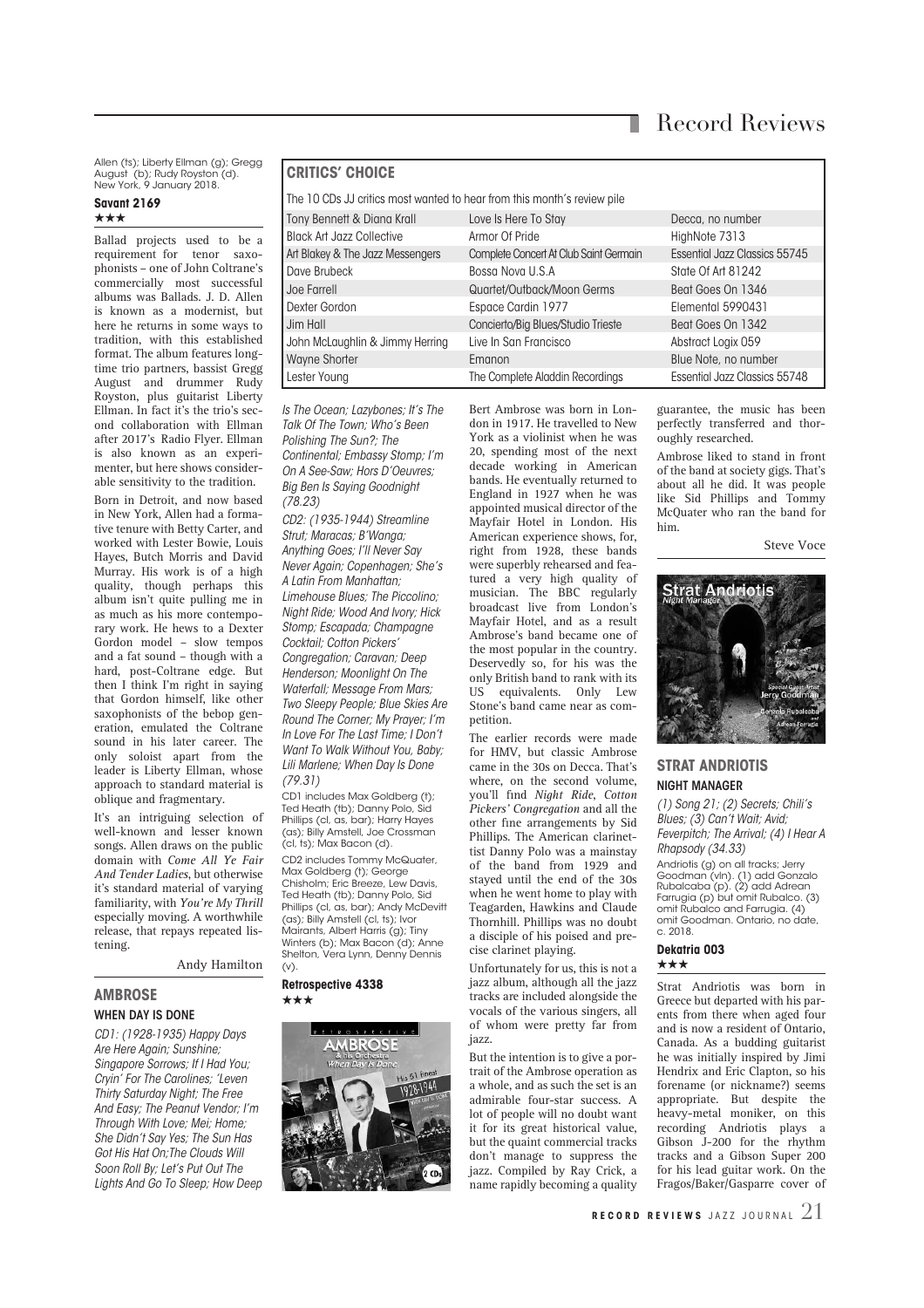Allen (ts); Liberty Ellman (g); Gregg August (b); Rudy Royston (d). New York, 9 January 2018.

**Savant 2169**
★★★

Ballad projects used to be a requirement for tenor saxophonists – one of John Coltrane's commercially most successful albums was Ballads. J. D. Allen is known as a modernist, but here he returns in some ways to tradition, with this established format. The album features longtime trio partners, bassist Gregg August and drummer Rudy Royston, plus guitarist Liberty Ellman. In fact it's the trio's second collaboration with Ellman after 2017's Radio Flyer. Ellman is also known as an experimenter, but here shows considerable sensitivity to the tradition.

Born in Detroit, and now based in New York, Allen had a formative tenure with Betty Carter, and worked with Lester Bowie, Louis Hayes, Butch Morris and David Murray. His work is of a high quality, though perhaps this album isn't quite pulling me in as much as his more contemporary work. He hews to a Dexter Gordon model – slow tempos and a fat sound – though with a hard, post-Coltrane edge. But then I think I'm right in saying that Gordon himself, like other saxophonists of the bebop generation, emulated the Coltrane sound in his later career. The only soloist apart from the leader is Liberty Ellman, whose approach to standard material is oblique and fragmentary.

It's an intriguing selection of well-known and lesser known songs. Allen draws on the public domain with *Come All Ye Fair And Tender Ladies*, but otherwise it's standard material of varying familiarity, with *You're My Thrill* especially moving. A worthwhile release, that repays repeated listening.

Andy Hamilton

## CRITICS' CHOICE

The 10 CDs JJ critics most wanted to hear from this month's review pile

| | | |
|---|---|---|
| Tony Bennett & Diana Krall | Love Is Here To Stay | Decca, no number |
| Black Art Jazz Collective | Armor Of Pride | HighNote 7313 |
| Art Blakey & The Jazz Messengers | Complete Concert At Club Saint Germain | Essential Jazz Classics 55745 |
| Dave Brubeck | Bossa Nova U.S.A | State Of Art 81242 |
| Joe Farrell | Quartet/Outback/Moon Germs | Beat Goes On 1346 |
| Dexter Gordon | Espace Cardin 1977 | Elemental 5990431 |
| Jim Hall | Concierto/Big Blues/Studio Trieste | Beat Goes On 1342 |
| John McLaughlin & Jimmy Herring | Live In San Francisco | Abstract Logix 059 |
| Wayne Shorter | Emanon | Blue Note, no number |
| Lester Young | The Complete Aladdin Recordings | Essential Jazz Classics 55748 |

## AMBROSE

### WHEN DAY IS DONE

*CD1: (1928-1935) Happy Days Are Here Again; Sunshine; Singapore Sorrows; If I Had You; Cryin' For The Carolines; 'Leven Thirty Saturday Night; The Free And Easy; The Peanut Vendor; I'm Through With Love; Mei; Home; She Didn't Say Yes; The Sun Has Got His Hat On;The Clouds Will Soon Roll By; Let's Put Out The Lights And Go To Sleep; How Deep Is The Ocean; Lazybones; It's The Talk Of The Town; Who's Been Polishing The Sun?; The Continental; Embassy Stomp; I'm On A See-Saw; Hors D'Oeuvres; Big Ben Is Saying Goodnight (78.23)*

*CD2: (1935-1944) Streamline Strut; Maracas; B'Wanga; Anything Goes; I'll Never Say Never Again; Copenhagen; She's A Latin From Manhattan; Limehouse Blues; The Piccolino; Night Ride; Wood And Ivory; Hick Stomp; Escapada; Champagne Cocktail; Cotton Pickers' Congregation; Caravan; Deep Henderson; Moonlight On The Waterfall; Message From Mars; Two Sleepy People; Blue Skies Are Round The Corner; My Prayer; I'm In Love For The Last Time; I Don't Want To Walk Without You, Baby; Lili Marlene; When Day Is Done (79.31)*

CD1 includes Max Goldberg (t); Ted Heath (tb); Danny Polo, Sid Phillips (cl, as, bar); Harry Hayes (as); Billy Amstell, Joe Crossman (cl, ts); Max Bacon (d).

CD2 includes Tommy McQuater, Max Goldberg (t); George Chisholm; Eric Breeze, Lew Davis, Ted Heath (tb); Danny Polo, Sid Phillips (cl, as, bar); Andy McDevitt (as); Billy Amstell (cl, ts); Ivor Mairants, Albert Harris (g); Tiny Winters (b); Max Bacon (d); Anne Shelton, Vera Lynn, Denny Dennis (v).

**Retrospective 4338**
★★★

Bert Ambrose was born in London in 1917. He travelled to New York as a violinist when he was 20, spending most of the next decade working in American bands. He eventually returned to England in 1927 when he was appointed musical director of the Mayfair Hotel in London. His American experience shows, for, right from 1928, these bands were superbly rehearsed and featured a very high quality of musician. The BBC regularly broadcast live from London's Mayfair Hotel, and as a result Ambrose's band became one of the most popular in the country. Deservedly so, for his was the only British band to rank with its US equivalents. Only Lew Stone's band came near as competition.

The earlier records were made for HMV, but classic Ambrose came in the 30s on Decca. That's where, on the second volume, you'll find *Night Ride*, *Cotton Pickers' Congregation* and all the other fine arrangements by Sid Phillips. The American clarinettist Danny Polo was a mainstay of the band from 1929 and stayed until the end of the 30s when he went home to play with Teagarden, Hawkins and Claude Thornhill. Phillips was no doubt a disciple of his poised and precise clarinet playing.

Unfortunately for us, this is not a jazz album, although all the jazz tracks are included alongside the vocals of the various singers, all of whom were pretty far from jazz.

But the intention is to give a portrait of the Ambrose operation as a whole, and as such the set is an admirable four-star success. A lot of people will no doubt want it for its great historical value, but the quaint commercial tracks don't manage to suppress the jazz. Compiled by Ray Crick, a name rapidly becoming a quality guarantee, the music has been perfectly transferred and thoroughly researched.

Ambrose liked to stand in front of the band at society gigs. That's about all he did. It was people like Sid Phillips and Tommy McQuater who ran the band for him.

Steve Voce

## STRAT ANDRIOTIS

### NIGHT MANAGER

*(1) Song 21; (2) Secrets; Chili's Blues; (3) Can't Wait; Avid; Feverpitch; The Arrival; (4) I Hear A Rhapsody (34.33)*

Andriotis (g) on all tracks; Jerry Goodman (vln). (1) add Gonzalo Rubalcaba (p). (2) add Adrean Farrugia (p) but omit Rubalco. (3) omit Rubalco and Farrugia. (4) omit Goodman. Ontario, no date, c. 2018.

**Dekatria 003**
★★★

Strat Andriotis was born in Greece but departed with his parents from there when aged four and is now a resident of Ontario, Canada. As a budding guitarist he was initially inspired by Jimi Hendrix and Eric Clapton, so his forename (or nickname?) seems appropriate. But despite the heavy-metal moniker, on this recording Andriotis plays a Gibson J-200 for the rhythm tracks and a Gibson Super 200 for his lead guitar work. On the Fragos/Baker/Gasparre cover of